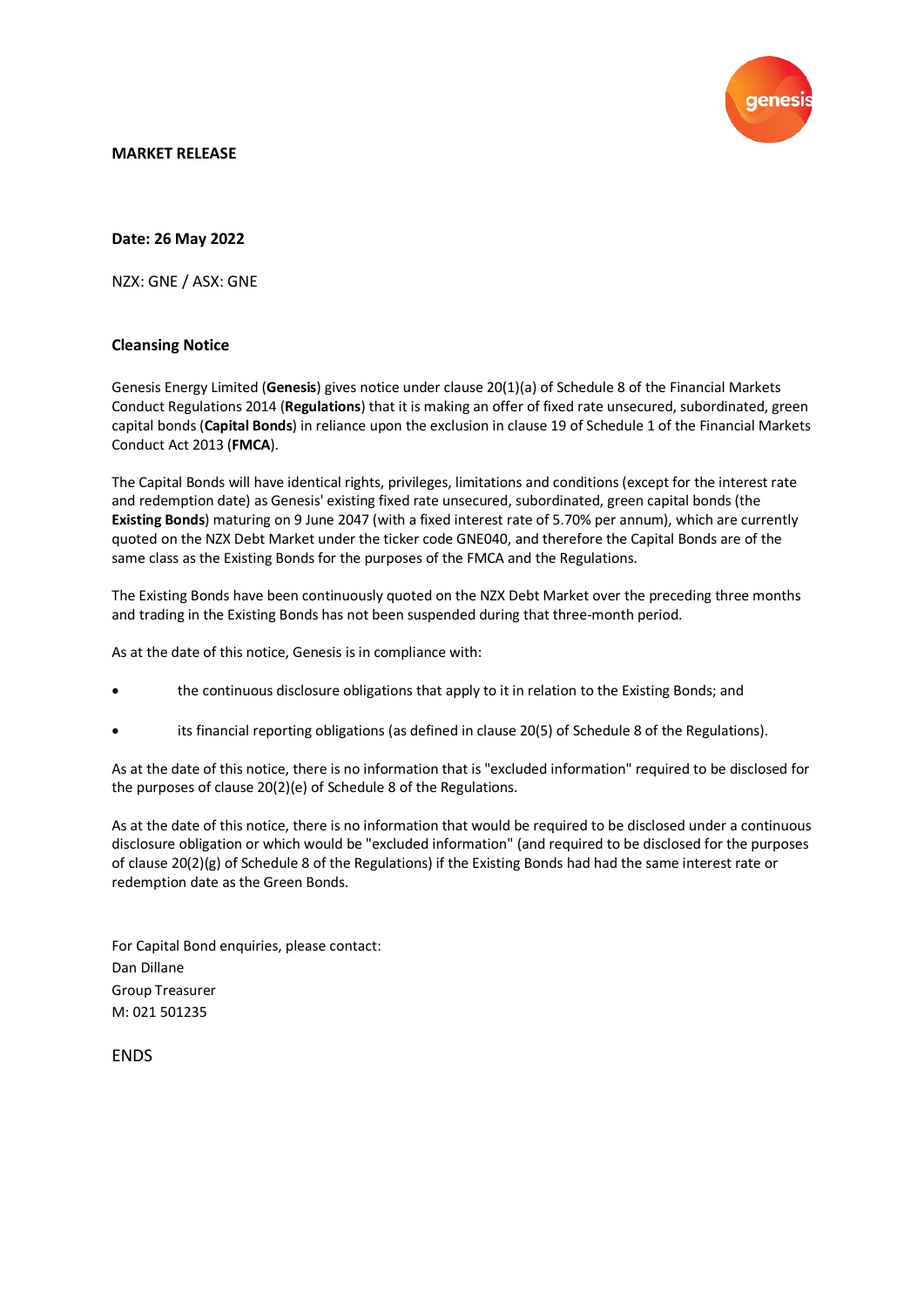**MARKET RELEASE**

**Date: 26 May 2022**

NZX: GNE / ASX: GNE

**Cleansing Notice**

Genesis Energy Limited (**Genesis**) gives notice under clause 20(1)(a) of Schedule 8 of the Financial Markets Conduct Regulations 2014 (**Regulations**) that it is making an offer of fixed rate unsecured, subordinated, green capital bonds (**Capital Bonds**) in reliance upon the exclusion in clause 19 of Schedule 1 of the Financial Markets Conduct Act 2013 (**FMCA**).

The Capital Bonds will have identical rights, privileges, limitations and conditions (except for the interest rate and redemption date) as Genesis' existing fixed rate unsecured, subordinated, green capital bonds (the **Existing Bonds**) maturing on 9 June 2047 (with a fixed interest rate of 5.70% per annum), which are currently quoted on the NZX Debt Market under the ticker code GNE040, and therefore the Capital Bonds are of the same class as the Existing Bonds for the purposes of the FMCA and the Regulations.

The Existing Bonds have been continuously quoted on the NZX Debt Market over the preceding three months and trading in the Existing Bonds has not been suspended during that three-month period.

As at the date of this notice, Genesis is in compliance with:

- the continuous disclosure obligations that apply to it in relation to the Existing Bonds; and
- its financial reporting obligations (as defined in clause 20(5) of Schedule 8 of the Regulations).

As at the date of this notice, there is no information that is "excluded information" required to be disclosed for the purposes of clause 20(2)(e) of Schedule 8 of the Regulations.

As at the date of this notice, there is no information that would be required to be disclosed under a continuous disclosure obligation or which would be "excluded information" (and required to be disclosed for the purposes of clause 20(2)(g) of Schedule 8 of the Regulations) if the Existing Bonds had had the same interest rate or redemption date as the Green Bonds.

For Capital Bond enquiries, please contact:
Dan Dillane
Group Treasurer
M: 021 501235

ENDS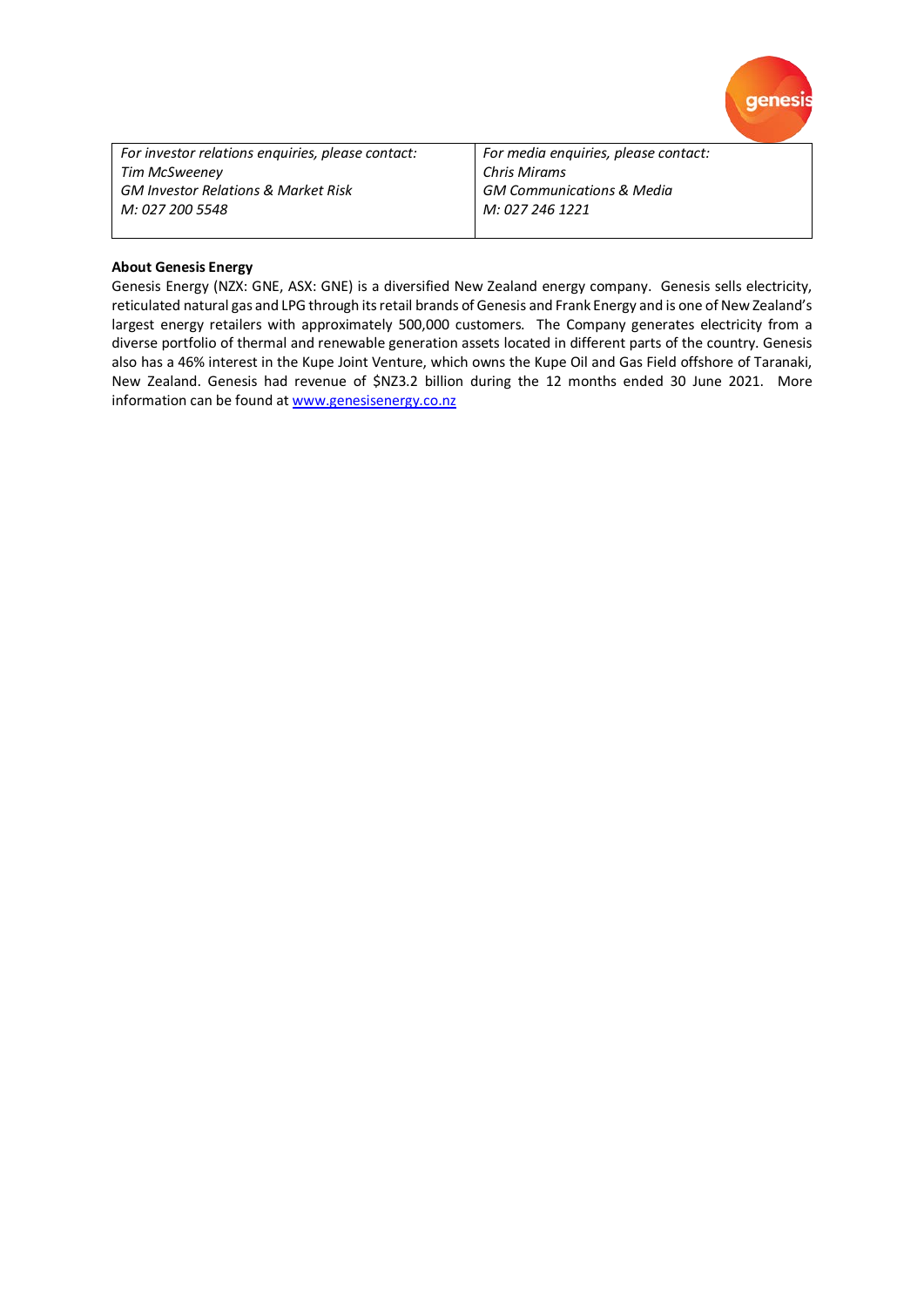| For investor relations enquiries, please contact: | For media enquiries, please contact: |
| --- | --- |
| *Tim McSweeney* | *Chris Mirams* |
| *GM Investor Relations & Market Risk* | *GM Communications & Media* |
| *M: 027 200 5548* | *M: 027 246 1221* |

**About Genesis Energy**

Genesis Energy (NZX: GNE, ASX: GNE) is a diversified New Zealand energy company. Genesis sells electricity, reticulated natural gas and LPG through its retail brands of Genesis and Frank Energy and is one of New Zealand's largest energy retailers with approximately 500,000 customers. The Company generates electricity from a diverse portfolio of thermal and renewable generation assets located in different parts of the country. Genesis also has a 46% interest in the Kupe Joint Venture, which owns the Kupe Oil and Gas Field offshore of Taranaki, New Zealand. Genesis had revenue of $NZ3.2 billion during the 12 months ended 30 June 2021. More information can be found at [www.genesisenergy.co.nz](http://www.genesisenergy.co.nz)